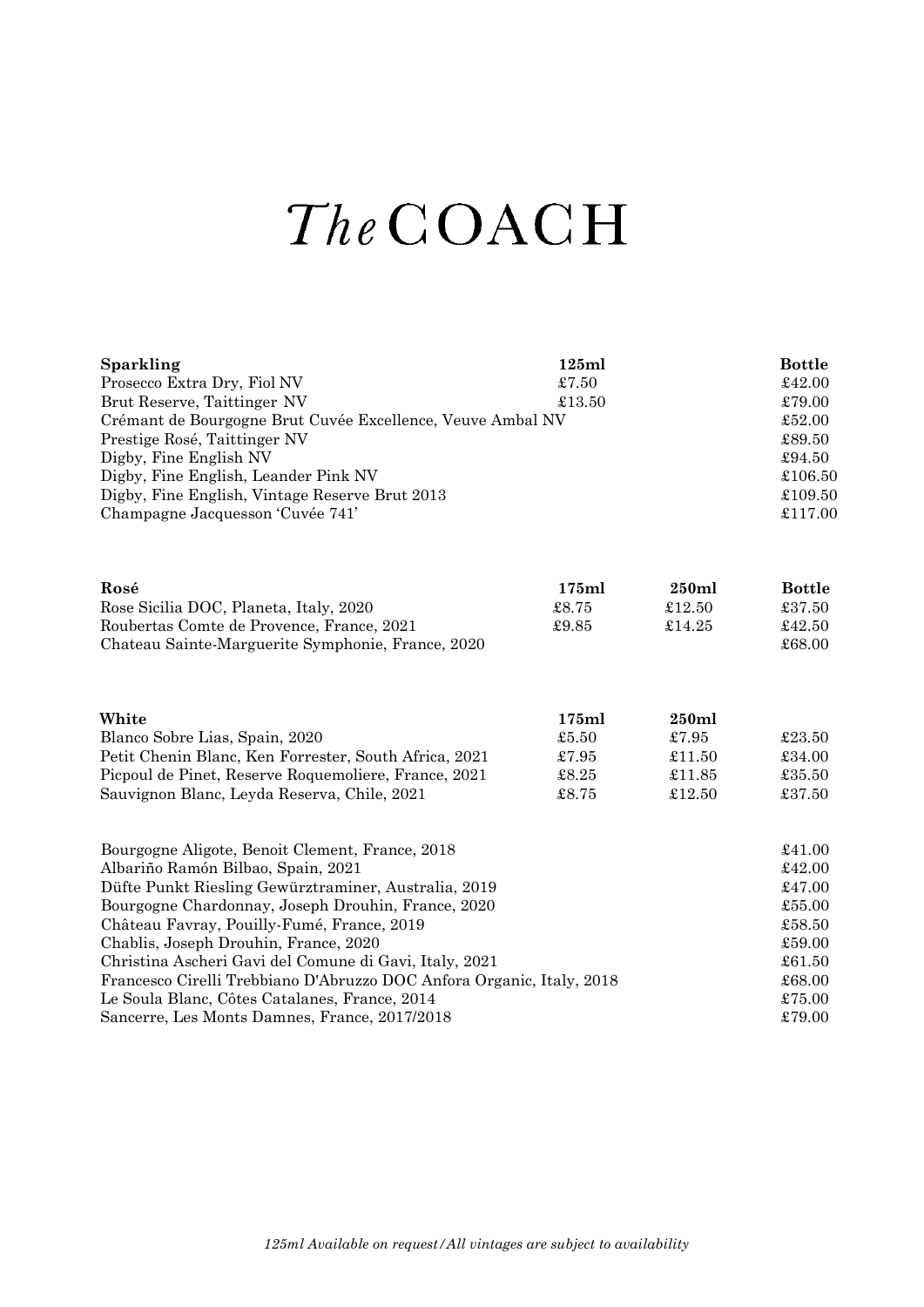# *The* COACH

| Sparkling | 125ml | Bottle |
|---|---|---|
| Prosecco Extra Dry, Fiol NV | £7.50 | £42.00 |
| Brut Reserve, Taittinger NV | £13.50 | £79.00 |
| Crémant de Bourgogne Brut Cuvée Excellence, Veuve Ambal NV | | £52.00 |
| Prestige Rosé, Taittinger NV | | £89.50 |
| Digby, Fine English NV | | £94.50 |
| Digby, Fine English, Leander Pink NV | | £106.50 |
| Digby, Fine English, Vintage Reserve Brut 2013 | | £109.50 |
| Champagne Jacquesson 'Cuvée 741' | | £117.00 |

| Rosé | 175ml | 250ml | Bottle |
|---|---|---|---|
| Rose Sicilia DOC, Planeta, Italy, 2020 | £8.75 | £12.50 | £37.50 |
| Roubertas Comte de Provence, France, 2021 | £9.85 | £14.25 | £42.50 |
| Chateau Sainte-Marguerite Symphonie, France, 2020 | | | £68.00 |

| White | 175ml | 250ml | |
|---|---|---|---|
| Blanco Sobre Lias, Spain, 2020 | £5.50 | £7.95 | £23.50 |
| Petit Chenin Blanc, Ken Forrester, South Africa, 2021 | £7.95 | £11.50 | £34.00 |
| Picpoul de Pinet, Reserve Roquemoliere, France, 2021 | £8.25 | £11.85 | £35.50 |
| Sauvignon Blanc, Leyda Reserva, Chile, 2021 | £8.75 | £12.50 | £37.50 |
| | | | |
| Bourgogne Aligote, Benoit Clement, France, 2018 | | | £41.00 |
| Albariño Ramón Bilbao, Spain, 2021 | | | £42.00 |
| Düfte Punkt Riesling Gewürztraminer, Australia, 2019 | | | £47.00 |
| Bourgogne Chardonnay, Joseph Drouhin, France, 2020 | | | £55.00 |
| Château Favray, Pouilly-Fumé, France, 2019 | | | £58.50 |
| Chablis, Joseph Drouhin, France, 2020 | | | £59.00 |
| Christina Ascheri Gavi del Comune di Gavi, Italy, 2021 | | | £61.50 |
| Francesco Cirelli Trebbiano D'Abruzzo DOC Anfora Organic, Italy, 2018 | | | £68.00 |
| Le Soula Blanc, Côtes Catalanes, France, 2014 | | | £75.00 |
| Sancerre, Les Monts Damnes, France, 2017/2018 | | | £79.00 |

*125ml Available on request/All vintages are subject to availability*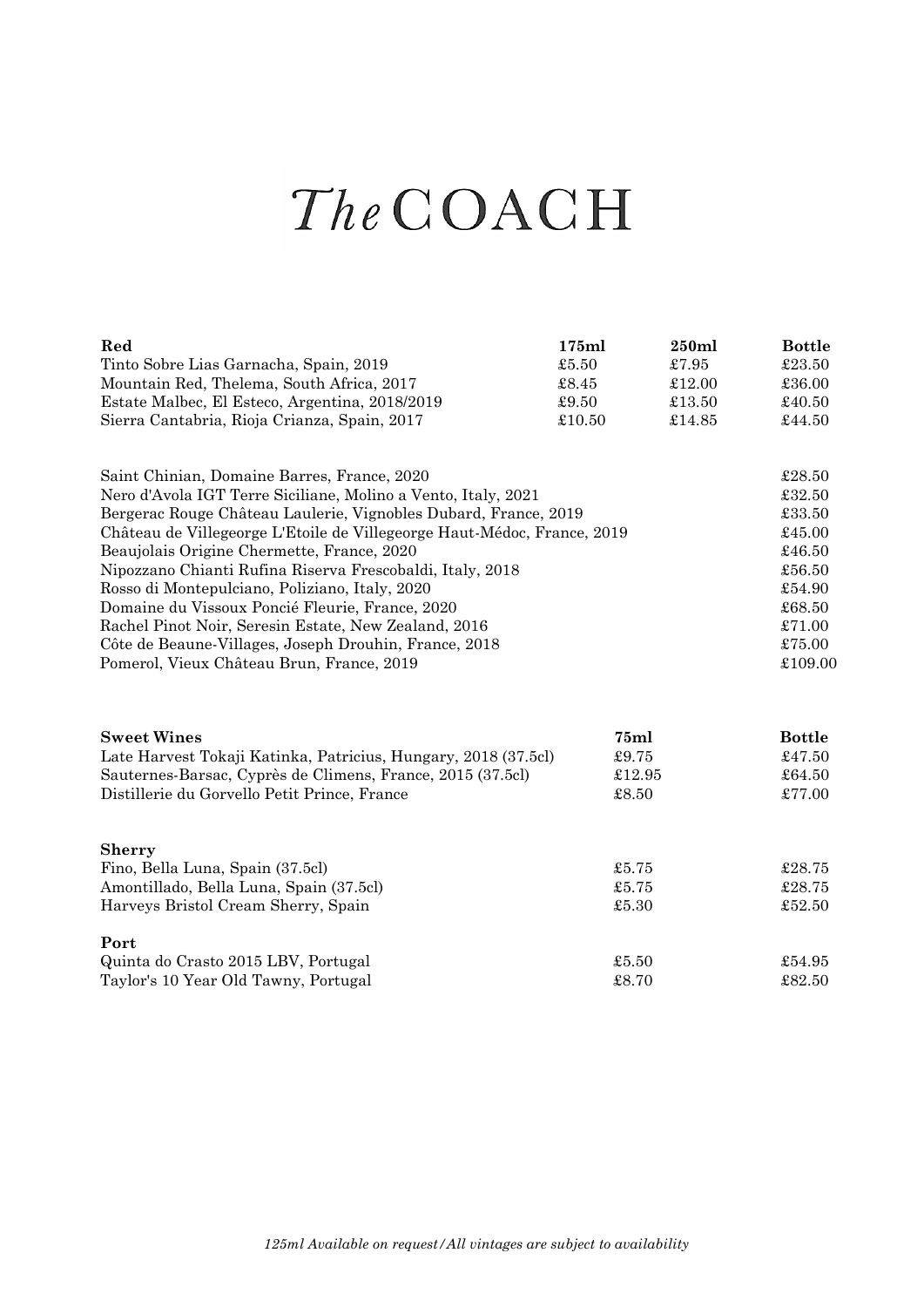# *The* COACH

| Red | 175ml | 250ml | Bottle |
| --- | --- | --- | --- |
| Tinto Sobre Lias Garnacha, Spain, 2019 | £5.50 | £7.95 | £23.50 |
| Mountain Red, Thelema, South Africa, 2017 | £8.45 | £12.00 | £36.00 |
| Estate Malbec, El Esteco, Argentina, 2018/2019 | £9.50 | £13.50 | £40.50 |
| Sierra Cantabria, Rioja Crianza, Spain, 2017 | £10.50 | £14.85 | £44.50 |

| | |
| --- | --- |
| Saint Chinian, Domaine Barres, France, 2020 | £28.50 |
| Nero d'Avola IGT Terre Siciliane, Molino a Vento, Italy, 2021 | £32.50 |
| Bergerac Rouge Château Laulerie, Vignobles Dubard, France, 2019 | £33.50 |
| Château de Villegeorge L'Etoile de Villegeorge Haut-Médoc, France, 2019 | £45.00 |
| Beaujolais Origine Chermette, France, 2020 | £46.50 |
| Nipozzano Chianti Rufina Riserva Frescobaldi, Italy, 2018 | £56.50 |
| Rosso di Montepulciano, Poliziano, Italy, 2020 | £54.90 |
| Domaine du Vissoux Poncié Fleurie, France, 2020 | £68.50 |
| Rachel Pinot Noir, Seresin Estate, New Zealand, 2016 | £71.00 |
| Côte de Beaune-Villages, Joseph Drouhin, France, 2018 | £75.00 |
| Pomerol, Vieux Château Brun, France, 2019 | £109.00 |

| Sweet Wines | 75ml | Bottle |
| --- | --- | --- |
| Late Harvest Tokaji Katinka, Patricius, Hungary, 2018 (37.5cl) | £9.75 | £47.50 |
| Sauternes-Barsac, Cyprès de Climens, France, 2015 (37.5cl) | £12.95 | £64.50 |
| Distillerie du Gorvello Petit Prince, France | £8.50 | £77.00 |
| **Sherry** | | |
| Fino, Bella Luna, Spain (37.5cl) | £5.75 | £28.75 |
| Amontillado, Bella Luna, Spain (37.5cl) | £5.75 | £28.75 |
| Harveys Bristol Cream Sherry, Spain | £5.30 | £52.50 |
| **Port** | | |
| Quinta do Crasto 2015 LBV, Portugal | £5.50 | £54.95 |
| Taylor's 10 Year Old Tawny, Portugal | £8.70 | £82.50 |

*125ml Available on request/All vintages are subject to availability*